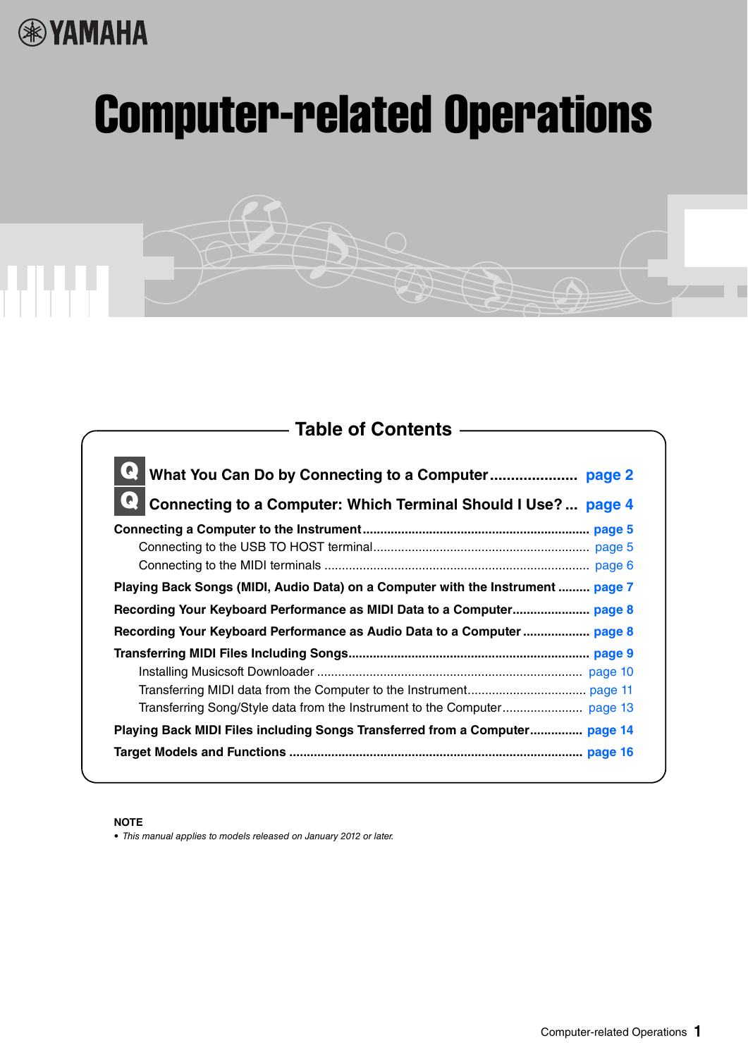YAMAHA

# Computer-related Operations

## Table of Contents

**Q** **What You Can Do by Connecting to a Computer** ..................... page 2

**Q** **Connecting to a Computer: Which Terminal Should I Use?** ... page 4

**Connecting a Computer to the Instrument** .............................................................. page 5
- Connecting to the USB TO HOST terminal............................................................ page 5
- Connecting to the MIDI terminals ......................................................................... page 6

**Playing Back Songs (MIDI, Audio Data) on a Computer with the Instrument** ......... page 7

**Recording Your Keyboard Performance as MIDI Data to a Computer**...................... page 8

**Recording Your Keyboard Performance as Audio Data to a Computer** .................. page 8

**Transferring MIDI Files Including Songs**.................................................................... page 9
- Installing Musicsoft Downloader ........................................................................... page 10
- Transferring MIDI data from the Computer to the Instrument................................. page 11
- Transferring Song/Style data from the Instrument to the Computer....................... page 13

**Playing Back MIDI Files including Songs Transferred from a Computer**.............. page 14

**Target Models and Functions** .................................................................................. page 16

**NOTE**
- *This manual applies to models released on January 2012 or later.*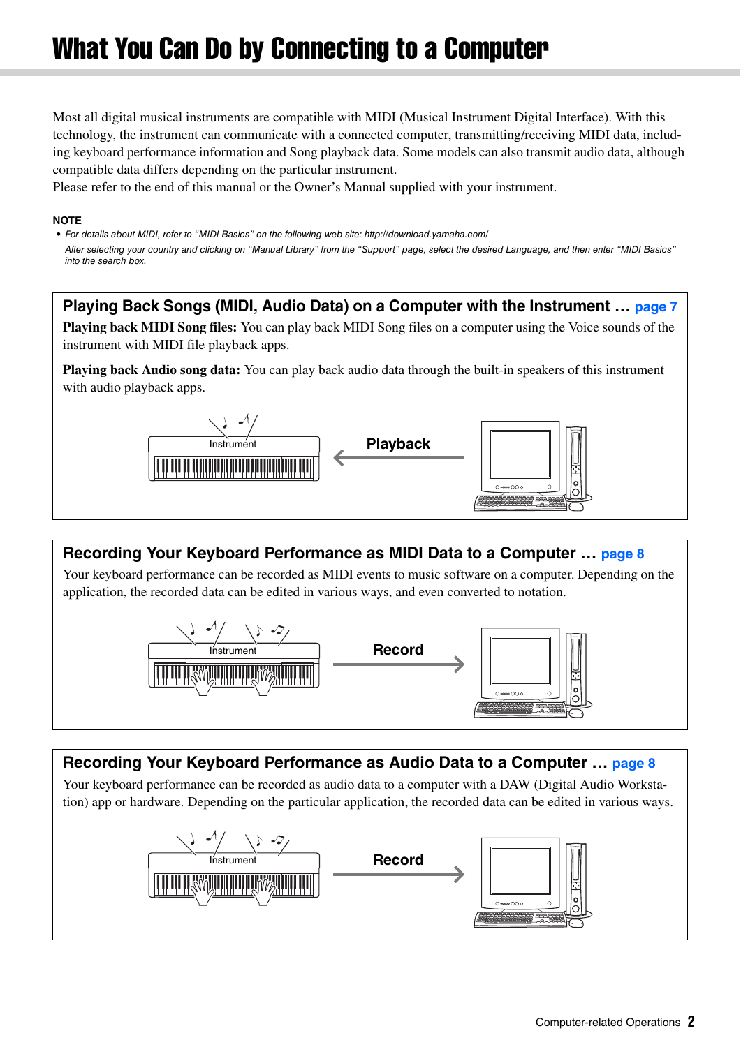# What You Can Do by Connecting to a Computer

Most all digital musical instruments are compatible with MIDI (Musical Instrument Digital Interface). With this technology, the instrument can communicate with a connected computer, transmitting/receiving MIDI data, including keyboard performance information and Song playback data. Some models can also transmit audio data, although compatible data differs depending on the particular instrument.
Please refer to the end of this manual or the Owner's Manual supplied with your instrument.

**NOTE**

- *For details about MIDI, refer to "MIDI Basics" on the following web site: http://download.yamaha.com/*
  *After selecting your country and clicking on "Manual Library" from the "Support" page, select the desired Language, and then enter "MIDI Basics" into the search box.*

## Playing Back Songs (MIDI, Audio Data) on a Computer with the Instrument … page 7

**Playing back MIDI Song files:** You can play back MIDI Song files on a computer using the Voice sounds of the instrument with MIDI file playback apps.

**Playing back Audio song data:** You can play back audio data through the built-in speakers of this instrument with audio playback apps.

Instrument ← Playback — Computer

## Recording Your Keyboard Performance as MIDI Data to a Computer … page 8

Your keyboard performance can be recorded as MIDI events to music software on a computer. Depending on the application, the recorded data can be edited in various ways, and even converted to notation.

Instrument — Record → Computer

## Recording Your Keyboard Performance as Audio Data to a Computer … page 8

Your keyboard performance can be recorded as audio data to a computer with a DAW (Digital Audio Workstation) app or hardware. Depending on the particular application, the recorded data can be edited in various ways.

Instrument — Record → Computer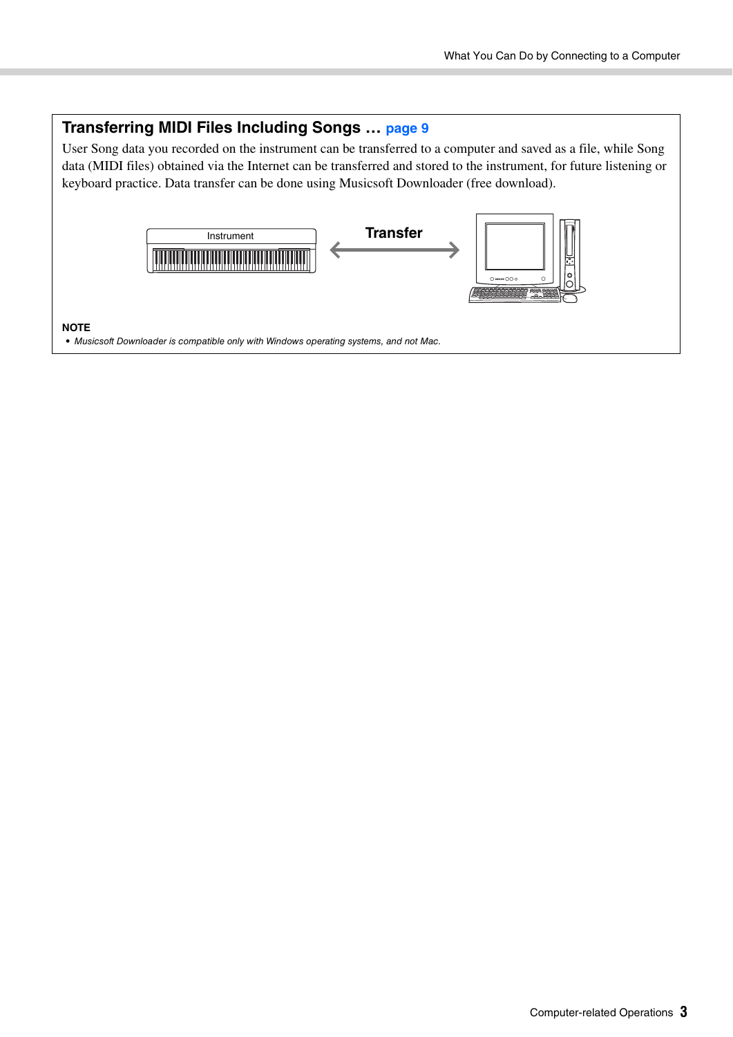## Transferring MIDI Files Including Songs … page 9

User Song data you recorded on the instrument can be transferred to a computer and saved as a file, while Song data (MIDI files) obtained via the Internet can be transferred and stored to the instrument, for future listening or keyboard practice. Data transfer can be done using Musicsoft Downloader (free download).

Instrument

Transfer

**NOTE**

- *Musicsoft Downloader is compatible only with Windows operating systems, and not Mac.*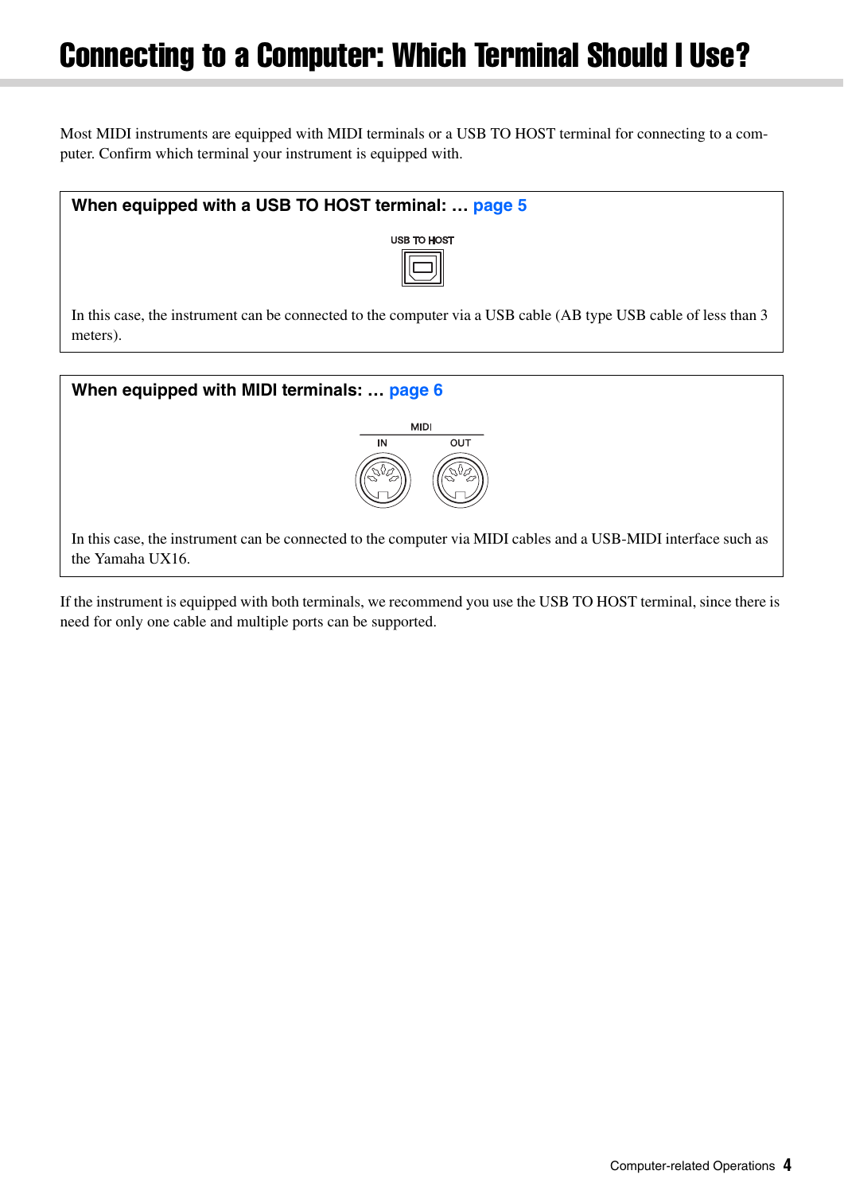# Connecting to a Computer: Which Terminal Should I Use?

Most MIDI instruments are equipped with MIDI terminals or a USB TO HOST terminal for connecting to a computer. Confirm which terminal your instrument is equipped with.

**When equipped with a USB TO HOST terminal: ... page 5**

USB TO HOST

In this case, the instrument can be connected to the computer via a USB cable (AB type USB cable of less than 3 meters).

**When equipped with MIDI terminals: ... page 6**

MIDI

IN OUT

In this case, the instrument can be connected to the computer via MIDI cables and a USB-MIDI interface such as the Yamaha UX16.

If the instrument is equipped with both terminals, we recommend you use the USB TO HOST terminal, since there is need for only one cable and multiple ports can be supported.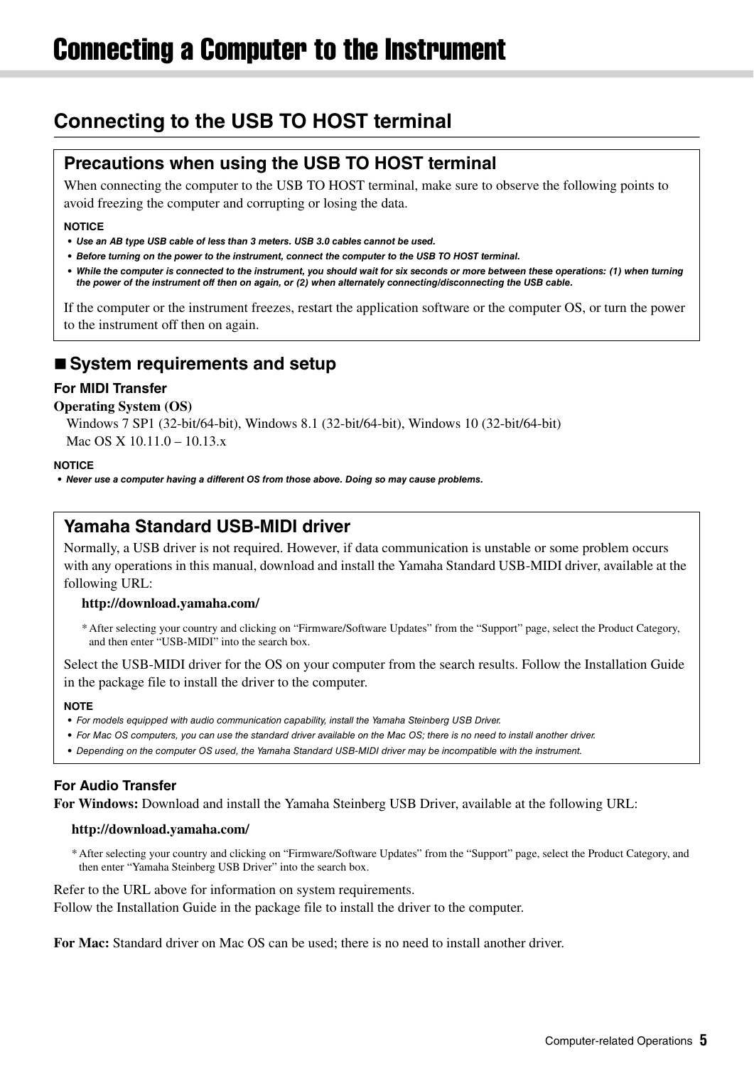# Connecting a Computer to the Instrument

## Connecting to the USB TO HOST terminal

### Precautions when using the USB TO HOST terminal

When connecting the computer to the USB TO HOST terminal, make sure to observe the following points to avoid freezing the computer and corrupting or losing the data.

**NOTICE**

- ***Use an AB type USB cable of less than 3 meters. USB 3.0 cables cannot be used.***
- ***Before turning on the power to the instrument, connect the computer to the USB TO HOST terminal.***
- ***While the computer is connected to the instrument, you should wait for six seconds or more between these operations: (1) when turning the power of the instrument off then on again, or (2) when alternately connecting/disconnecting the USB cable.***

If the computer or the instrument freezes, restart the application software or the computer OS, or turn the power to the instrument off then on again.

### ■ System requirements and setup

**For MIDI Transfer**

**Operating System (OS)**

Windows 7 SP1 (32-bit/64-bit), Windows 8.1 (32-bit/64-bit), Windows 10 (32-bit/64-bit)
Mac OS X 10.11.0 – 10.13.x

**NOTICE**

- ***Never use a computer having a different OS from those above. Doing so may cause problems.***

### Yamaha Standard USB-MIDI driver

Normally, a USB driver is not required. However, if data communication is unstable or some problem occurs with any operations in this manual, download and install the Yamaha Standard USB-MIDI driver, available at the following URL:

**http://download.yamaha.com/**

\* After selecting your country and clicking on “Firmware/Software Updates” from the “Support” page, select the Product Category, and then enter “USB-MIDI” into the search box.

Select the USB-MIDI driver for the OS on your computer from the search results. Follow the Installation Guide in the package file to install the driver to the computer.

**NOTE**

- *For models equipped with audio communication capability, install the Yamaha Steinberg USB Driver.*
- *For Mac OS computers, you can use the standard driver available on the Mac OS; there is no need to install another driver.*
- *Depending on the computer OS used, the Yamaha Standard USB-MIDI driver may be incompatible with the instrument.*

**For Audio Transfer**

**For Windows:** Download and install the Yamaha Steinberg USB Driver, available at the following URL:

**http://download.yamaha.com/**

\* After selecting your country and clicking on “Firmware/Software Updates” from the “Support” page, select the Product Category, and then enter “Yamaha Steinberg USB Driver” into the search box.

Refer to the URL above for information on system requirements.
Follow the Installation Guide in the package file to install the driver to the computer.

**For Mac:** Standard driver on Mac OS can be used; there is no need to install another driver.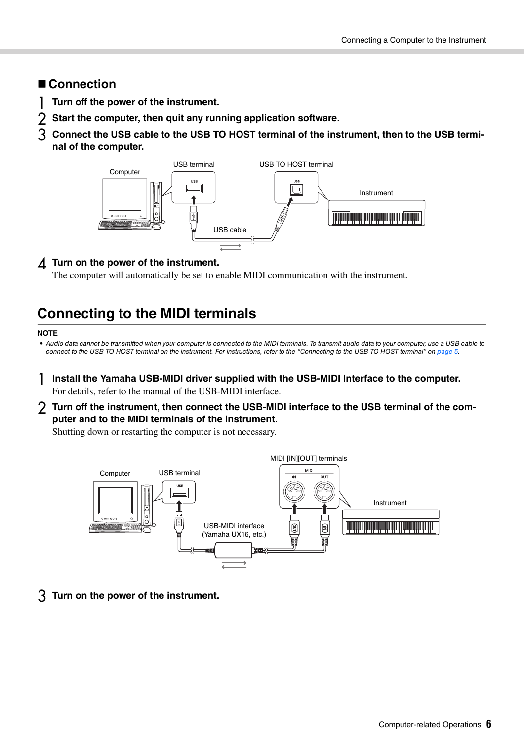## ■ Connection

1. **Turn off the power of the instrument.**
2. **Start the computer, then quit any running application software.**
3. **Connect the USB cable to the USB TO HOST terminal of the instrument, then to the USB terminal of the computer.**
4. **Turn on the power of the instrument.**
   The computer will automatically be set to enable MIDI communication with the instrument.

# Connecting to the MIDI terminals

**NOTE**

- *Audio data cannot be transmitted when your computer is connected to the MIDI terminals. To transmit audio data to your computer, use a USB cable to connect to the USB TO HOST terminal on the instrument. For instructions, refer to the "Connecting to the USB TO HOST terminal" on page 5.*

1. **Install the Yamaha USB-MIDI driver supplied with the USB-MIDI Interface to the computer.**
   For details, refer to the manual of the USB-MIDI interface.
2. **Turn off the instrument, then connect the USB-MIDI interface to the USB terminal of the computer and to the MIDI terminals of the instrument.**
   Shutting down or restarting the computer is not necessary.
3. **Turn on the power of the instrument.**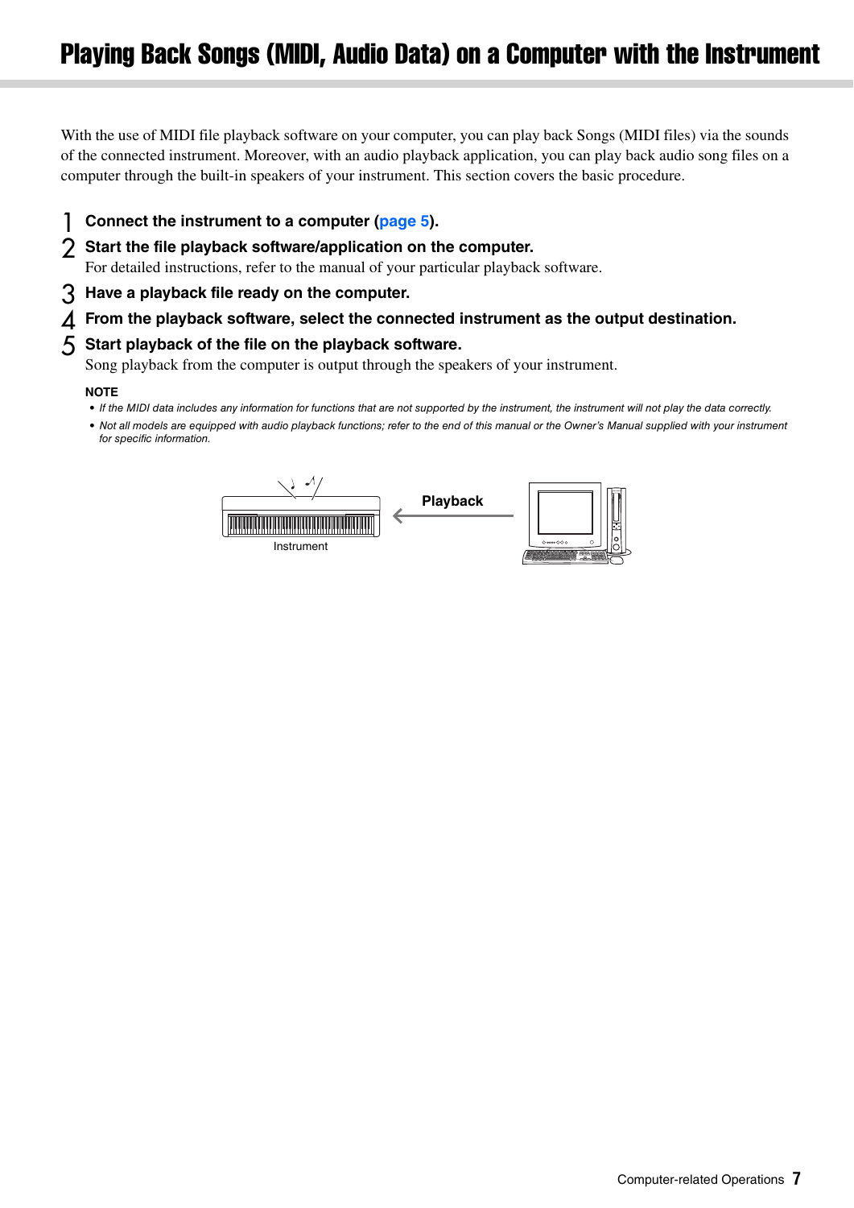# Playing Back Songs (MIDI, Audio Data) on a Computer with the Instrument

With the use of MIDI file playback software on your computer, you can play back Songs (MIDI files) via the sounds of the connected instrument. Moreover, with an audio playback application, you can play back audio song files on a computer through the built-in speakers of your instrument. This section covers the basic procedure.

1. **Connect the instrument to a computer (page 5).**
2. **Start the file playback software/application on the computer.**
   For detailed instructions, refer to the manual of your particular playback software.
3. **Have a playback file ready on the computer.**
4. **From the playback software, select the connected instrument as the output destination.**
5. **Start playback of the file on the playback software.**
   Song playback from the computer is output through the speakers of your instrument.

**NOTE**

- *If the MIDI data includes any information for functions that are not supported by the instrument, the instrument will not play the data correctly.*
- *Not all models are equipped with audio playback functions; refer to the end of this manual or the Owner's Manual supplied with your instrument for specific information.*

Instrument ← Playback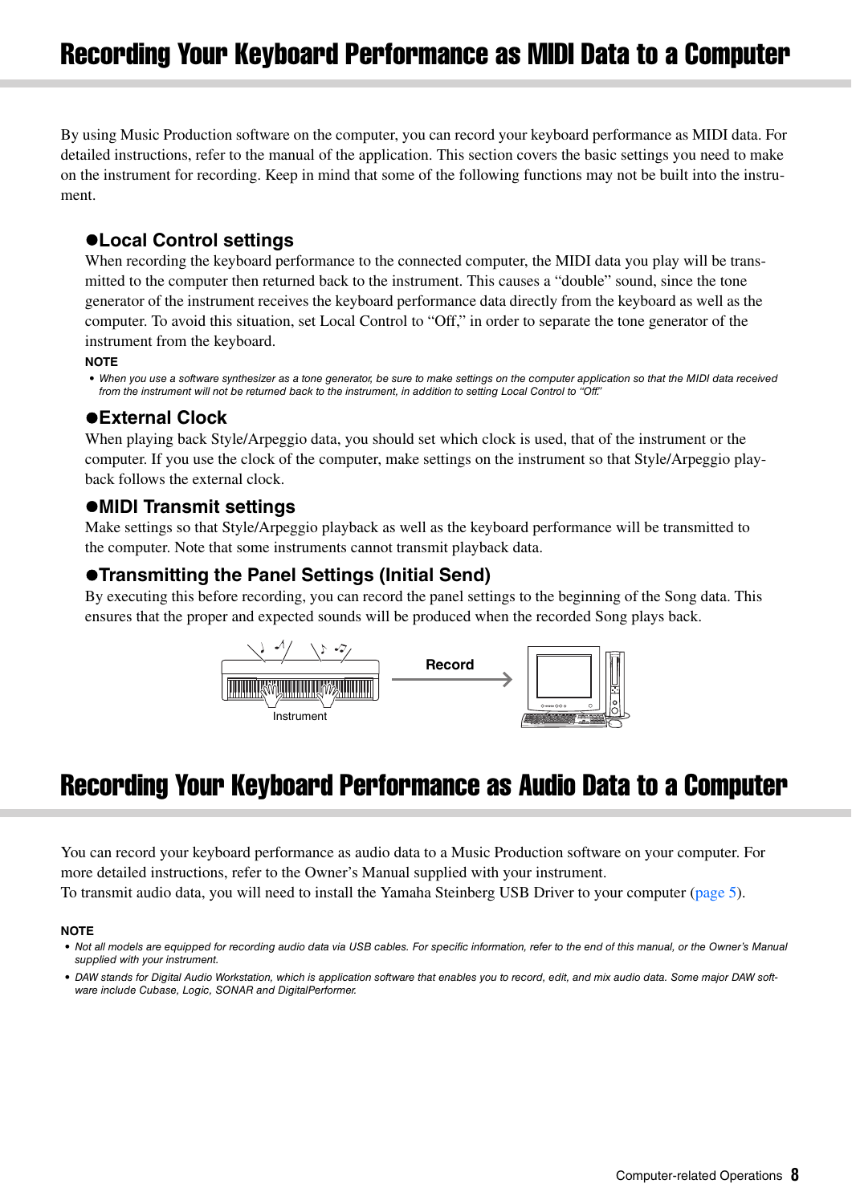# Recording Your Keyboard Performance as MIDI Data to a Computer

By using Music Production software on the computer, you can record your keyboard performance as MIDI data. For detailed instructions, refer to the manual of the application. This section covers the basic settings you need to make on the instrument for recording. Keep in mind that some of the following functions may not be built into the instrument.

### ●Local Control settings

When recording the keyboard performance to the connected computer, the MIDI data you play will be transmitted to the computer then returned back to the instrument. This causes a "double" sound, since the tone generator of the instrument receives the keyboard performance data directly from the keyboard as well as the computer. To avoid this situation, set Local Control to "Off," in order to separate the tone generator of the instrument from the keyboard.

**NOTE**

- *When you use a software synthesizer as a tone generator, be sure to make settings on the computer application so that the MIDI data received from the instrument will not be returned back to the instrument, in addition to setting Local Control to "Off."*

### ●External Clock

When playing back Style/Arpeggio data, you should set which clock is used, that of the instrument or the computer. If you use the clock of the computer, make settings on the instrument so that Style/Arpeggio playback follows the external clock.

### ●MIDI Transmit settings

Make settings so that Style/Arpeggio playback as well as the keyboard performance will be transmitted to the computer. Note that some instruments cannot transmit playback data.

### ●Transmitting the Panel Settings (Initial Send)

By executing this before recording, you can record the panel settings to the beginning of the Song data. This ensures that the proper and expected sounds will be produced when the recorded Song plays back.

Instrument — Record →

# Recording Your Keyboard Performance as Audio Data to a Computer

You can record your keyboard performance as audio data to a Music Production software on your computer. For more detailed instructions, refer to the Owner's Manual supplied with your instrument.
To transmit audio data, you will need to install the Yamaha Steinberg USB Driver to your computer (page 5).

**NOTE**

- *Not all models are equipped for recording audio data via USB cables. For specific information, refer to the end of this manual, or the Owner's Manual supplied with your instrument.*
- *DAW stands for Digital Audio Workstation, which is application software that enables you to record, edit, and mix audio data. Some major DAW software include Cubase, Logic, SONAR and DigitalPerformer.*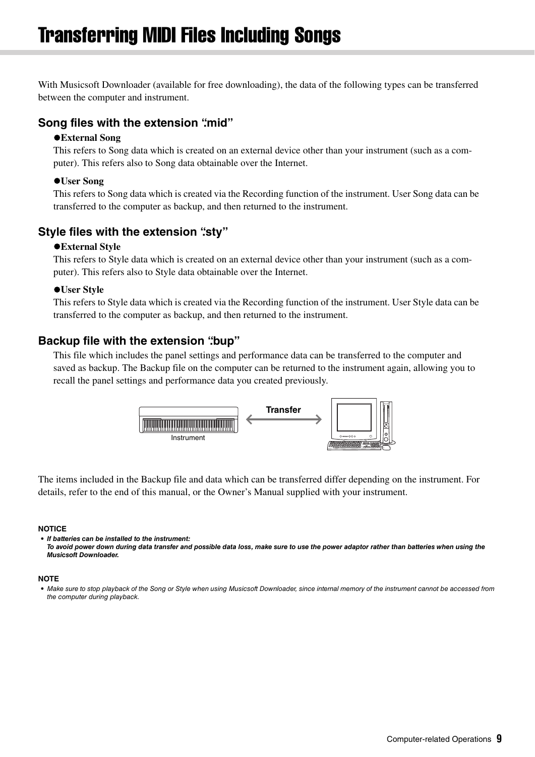# Transferring MIDI Files Including Songs

With Musicsoft Downloader (available for free downloading), the data of the following types can be transferred between the computer and instrument.

## Song files with the extension ".mid"

● **External Song**

This refers to Song data which is created on an external device other than your instrument (such as a computer). This refers also to Song data obtainable over the Internet.

● **User Song**

This refers to Song data which is created via the Recording function of the instrument. User Song data can be transferred to the computer as backup, and then returned to the instrument.

## Style files with the extension ".sty"

● **External Style**

This refers to Style data which is created on an external device other than your instrument (such as a computer). This refers also to Style data obtainable over the Internet.

● **User Style**

This refers to Style data which is created via the Recording function of the instrument. User Style data can be transferred to the computer as backup, and then returned to the instrument.

## Backup file with the extension ".bup"

This file which includes the panel settings and performance data can be transferred to the computer and saved as backup. The Backup file on the computer can be returned to the instrument again, allowing you to recall the panel settings and performance data you created previously.

Instrument ⟷ Transfer ⟷ Computer

The items included in the Backup file and data which can be transferred differ depending on the instrument. For details, refer to the end of this manual, or the Owner's Manual supplied with your instrument.

**NOTICE**

- ***If batteries can be installed to the instrument:***
  ***To avoid power down during data transfer and possible data loss, make sure to use the power adaptor rather than batteries when using the Musicsoft Downloader.***

**NOTE**

- *Make sure to stop playback of the Song or Style when using Musicsoft Downloader, since internal memory of the instrument cannot be accessed from the computer during playback.*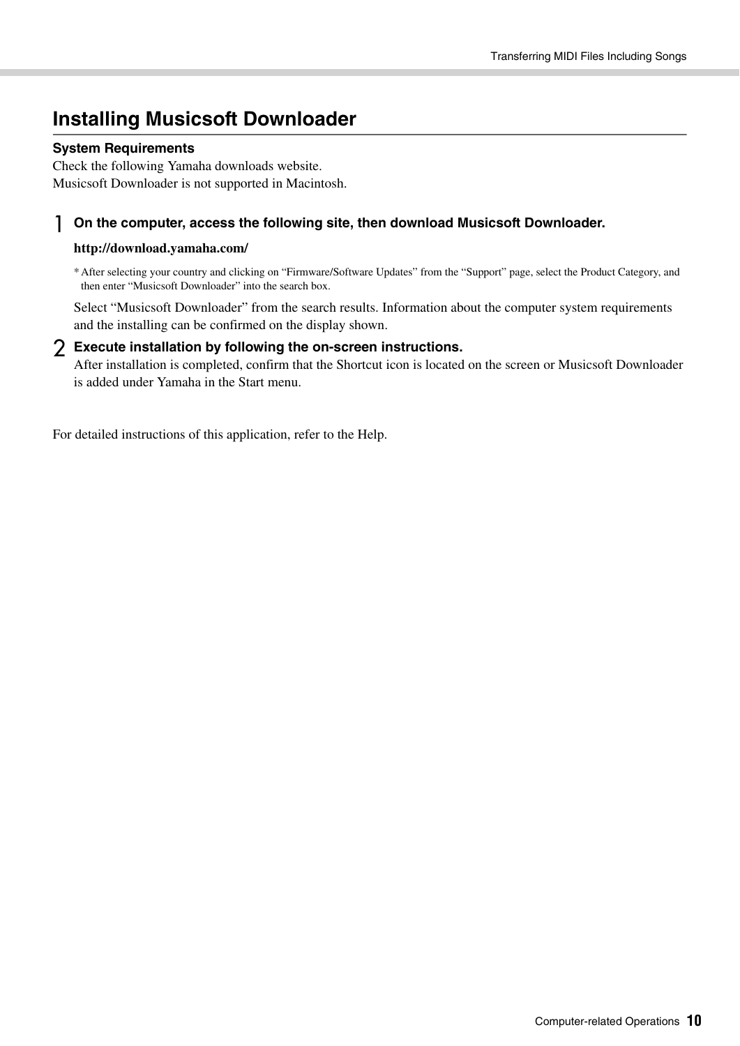## Installing Musicsoft Downloader

**System Requirements**

Check the following Yamaha downloads website.
Musicsoft Downloader is not supported in Macintosh.

1. **On the computer, access the following site, then download Musicsoft Downloader.**

   **http://download.yamaha.com/**

   * After selecting your country and clicking on "Firmware/Software Updates" from the "Support" page, select the Product Category, and then enter "Musicsoft Downloader" into the search box.

   Select "Musicsoft Downloader" from the search results. Information about the computer system requirements and the installing can be confirmed on the display shown.

2. **Execute installation by following the on-screen instructions.**
   After installation is completed, confirm that the Shortcut icon is located on the screen or Musicsoft Downloader is added under Yamaha in the Start menu.

For detailed instructions of this application, refer to the Help.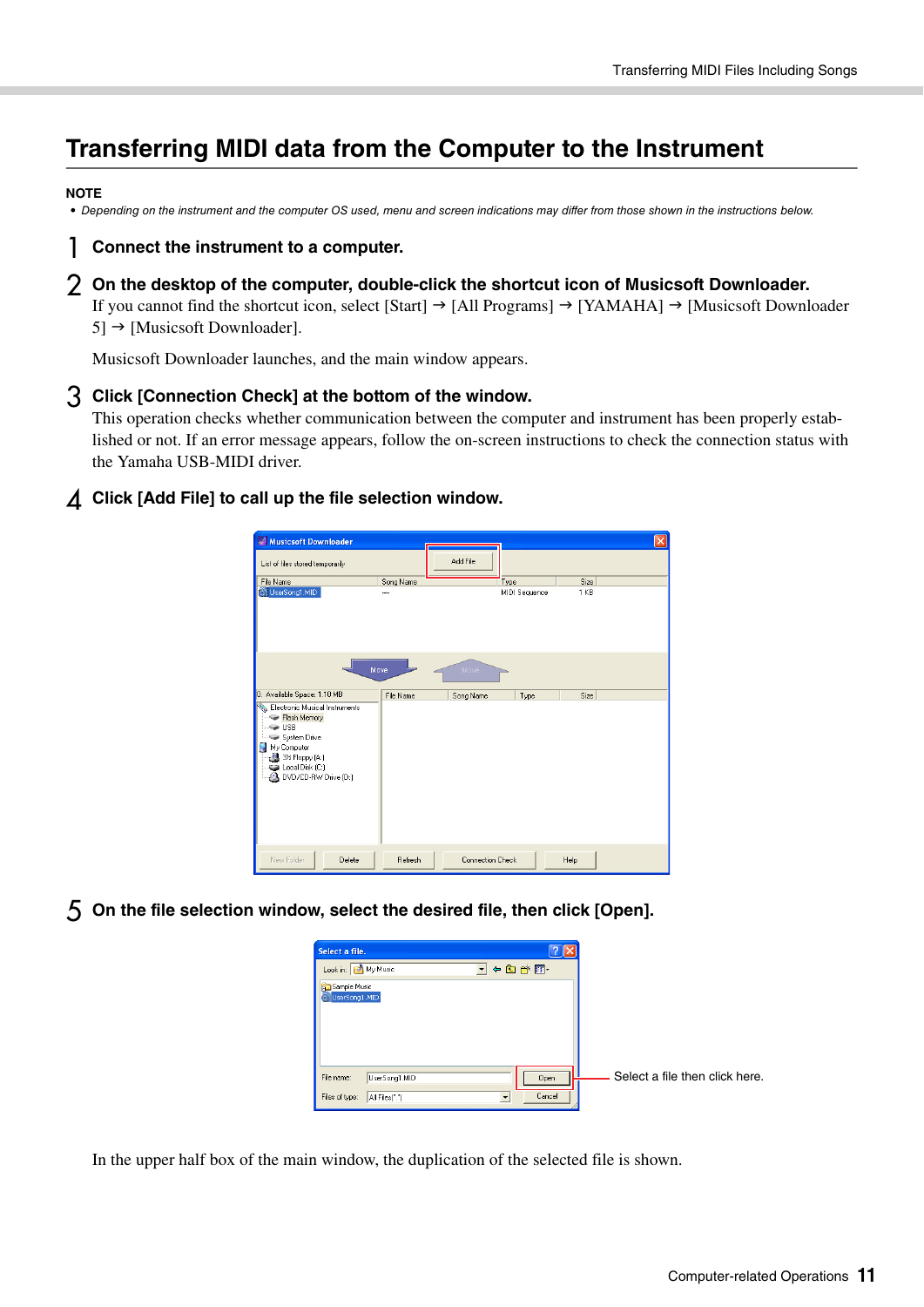# Transferring MIDI data from the Computer to the Instrument

**NOTE**

- *Depending on the instrument and the computer OS used, menu and screen indications may differ from those shown in the instructions below.*

**1 Connect the instrument to a computer.**

**2 On the desktop of the computer, double-click the shortcut icon of Musicsoft Downloader.**

If you cannot find the shortcut icon, select [Start] → [All Programs] → [YAMAHA] → [Musicsoft Downloader 5] → [Musicsoft Downloader].

Musicsoft Downloader launches, and the main window appears.

**3 Click [Connection Check] at the bottom of the window.**

This operation checks whether communication between the computer and instrument has been properly established or not. If an error message appears, follow the on-screen instructions to check the connection status with the Yamaha USB-MIDI driver.

**4 Click [Add File] to call up the file selection window.**

**5 On the file selection window, select the desired file, then click [Open].**

Select a file then click here.

In the upper half box of the main window, the duplication of the selected file is shown.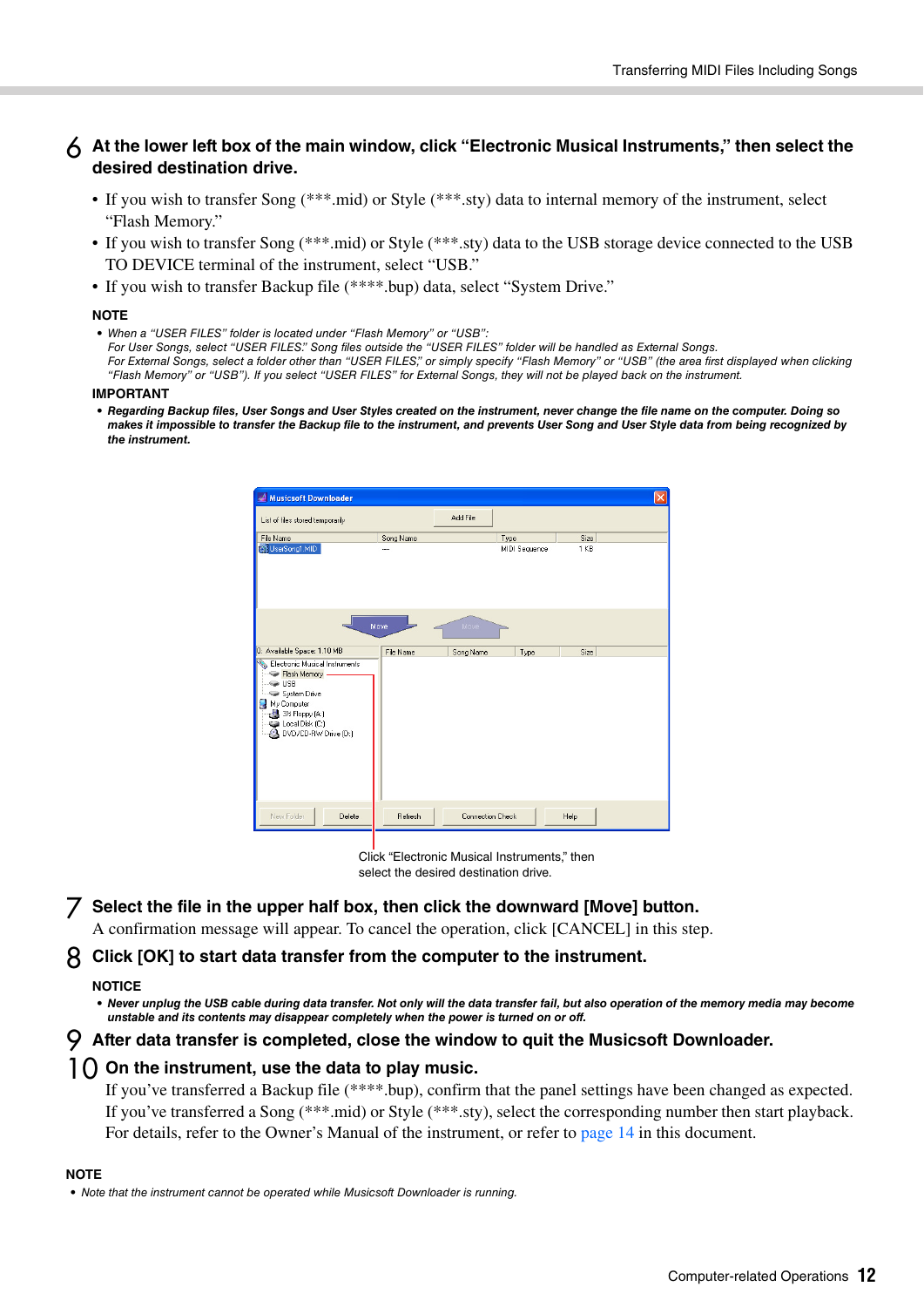## 6 At the lower left box of the main window, click “Electronic Musical Instruments,” then select the desired destination drive.

- If you wish to transfer Song (***.mid) or Style (***.sty) data to internal memory of the instrument, select “Flash Memory.”
- If you wish to transfer Song (***.mid) or Style (***.sty) data to the USB storage device connected to the USB TO DEVICE terminal of the instrument, select “USB.”
- If you wish to transfer Backup file (****.bup) data, select “System Drive.”

**NOTE**

- *When a “USER FILES” folder is located under “Flash Memory” or “USB”:*
  *For User Songs, select “USER FILES.” Song files outside the “USER FILES” folder will be handled as External Songs.*
  *For External Songs, select a folder other than “USER FILES,” or simply specify “Flash Memory” or “USB” (the area first displayed when clicking “Flash Memory” or “USB”). If you select “USER FILES” for External Songs, they will not be played back on the instrument.*

**IMPORTANT**

- ***Regarding Backup files, User Songs and User Styles created on the instrument, never change the file name on the computer. Doing so makes it impossible to transfer the Backup file to the instrument, and prevents User Song and User Style data from being recognized by the instrument.***

Click “Electronic Musical Instruments,” then select the desired destination drive.

## 7 Select the file in the upper half box, then click the downward [Move] button.

A confirmation message will appear. To cancel the operation, click [CANCEL] in this step.

## 8 Click [OK] to start data transfer from the computer to the instrument.

**NOTICE**

- ***Never unplug the USB cable during data transfer. Not only will the data transfer fail, but also operation of the memory media may become unstable and its contents may disappear completely when the power is turned on or off.***

## 9 After data transfer is completed, close the window to quit the Musicsoft Downloader.

## 10 On the instrument, use the data to play music.

If you’ve transferred a Backup file (****.bup), confirm that the panel settings have been changed as expected.
If you’ve transferred a Song (***.mid) or Style (***.sty), select the corresponding number then start playback.
For details, refer to the Owner’s Manual of the instrument, or refer to page 14 in this document.

**NOTE**

- *Note that the instrument cannot be operated while Musicsoft Downloader is running.*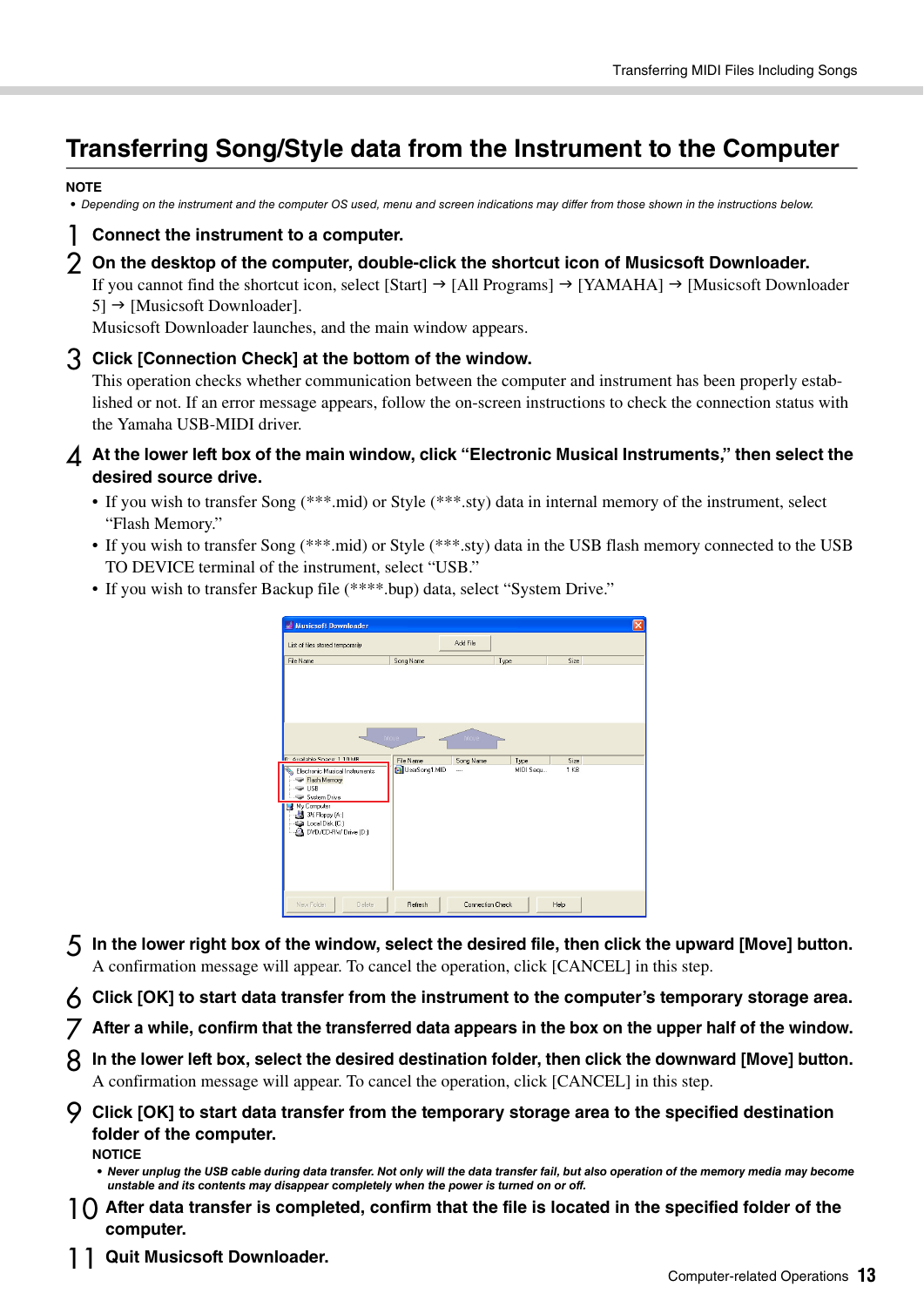## Transferring Song/Style data from the Instrument to the Computer

**NOTE**

- *Depending on the instrument and the computer OS used, menu and screen indications may differ from those shown in the instructions below.*

1. **Connect the instrument to a computer.**

2. **On the desktop of the computer, double-click the shortcut icon of Musicsoft Downloader.**
   If you cannot find the shortcut icon, select [Start] → [All Programs] → [YAMAHA] → [Musicsoft Downloader 5] → [Musicsoft Downloader].
   Musicsoft Downloader launches, and the main window appears.

3. **Click [Connection Check] at the bottom of the window.**
   This operation checks whether communication between the computer and instrument has been properly established or not. If an error message appears, follow the on-screen instructions to check the connection status with the Yamaha USB-MIDI driver.

4. **At the lower left box of the main window, click "Electronic Musical Instruments," then select the desired source drive.**
   - If you wish to transfer Song (***.mid) or Style (***.sty) data in internal memory of the instrument, select "Flash Memory."
   - If you wish to transfer Song (***.mid) or Style (***.sty) data in the USB flash memory connected to the USB TO DEVICE terminal of the instrument, select "USB."
   - If you wish to transfer Backup file (****.bup) data, select "System Drive."

5. **In the lower right box of the window, select the desired file, then click the upward [Move] button.**
   A confirmation message will appear. To cancel the operation, click [CANCEL] in this step.

6. **Click [OK] to start data transfer from the instrument to the computer's temporary storage area.**

7. **After a while, confirm that the transferred data appears in the box on the upper half of the window.**

8. **In the lower left box, select the desired destination folder, then click the downward [Move] button.**
   A confirmation message will appear. To cancel the operation, click [CANCEL] in this step.

9. **Click [OK] to start data transfer from the temporary storage area to the specified destination folder of the computer.**

   **NOTICE**
   - ***Never unplug the USB cable during data transfer. Not only will the data transfer fail, but also operation of the memory media may become unstable and its contents may disappear completely when the power is turned on or off.***

10. **After data transfer is completed, confirm that the file is located in the specified folder of the computer.**

11. **Quit Musicsoft Downloader.**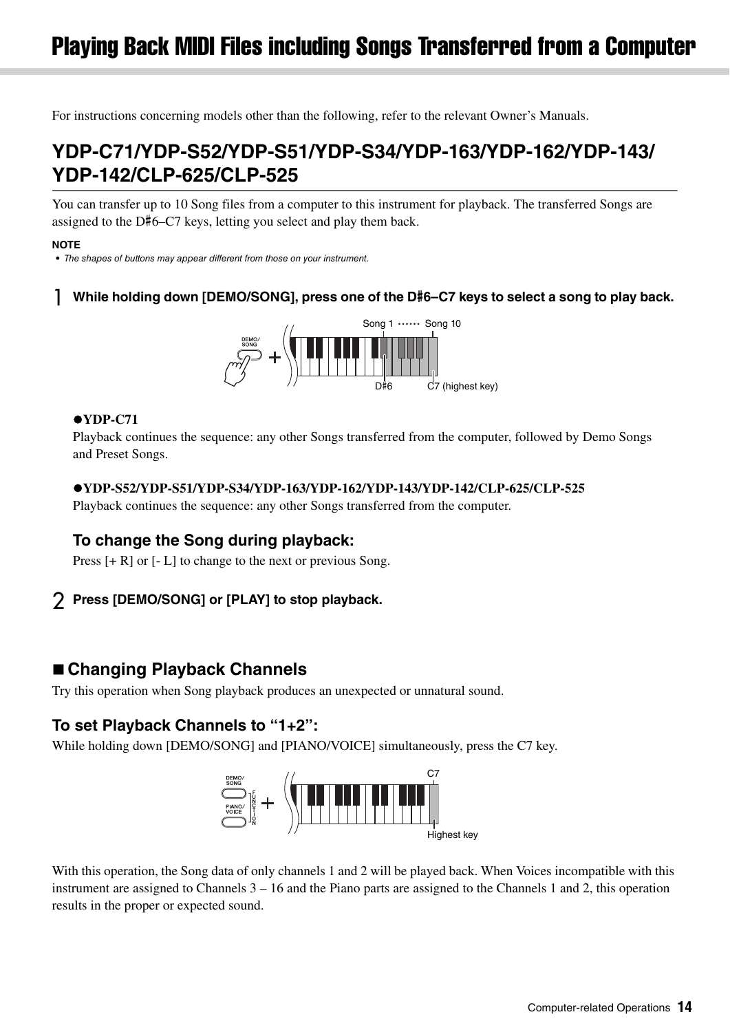# Playing Back MIDI Files including Songs Transferred from a Computer

For instructions concerning models other than the following, refer to the relevant Owner's Manuals.

## YDP-C71/YDP-S52/YDP-S51/YDP-S34/YDP-163/YDP-162/YDP-143/YDP-142/CLP-625/CLP-525

You can transfer up to 10 Song files from a computer to this instrument for playback. The transferred Songs are assigned to the D♯6–C7 keys, letting you select and play them back.

**NOTE**

- *The shapes of buttons may appear different from those on your instrument.*

**1 While holding down [DEMO/SONG], press one of the D♯6–C7 keys to select a song to play back.**

**●YDP-C71**

Playback continues the sequence: any other Songs transferred from the computer, followed by Demo Songs and Preset Songs.

**●YDP-S52/YDP-S51/YDP-S34/YDP-163/YDP-162/YDP-143/YDP-142/CLP-625/CLP-525**

Playback continues the sequence: any other Songs transferred from the computer.

### To change the Song during playback:

Press [+ R] or [- L] to change to the next or previous Song.

**2 Press [DEMO/SONG] or [PLAY] to stop playback.**

### ■ Changing Playback Channels

Try this operation when Song playback produces an unexpected or unnatural sound.

#### To set Playback Channels to "1+2":

While holding down [DEMO/SONG] and [PIANO/VOICE] simultaneously, press the C7 key.

With this operation, the Song data of only channels 1 and 2 will be played back. When Voices incompatible with this instrument are assigned to Channels 3 – 16 and the Piano parts are assigned to the Channels 1 and 2, this operation results in the proper or expected sound.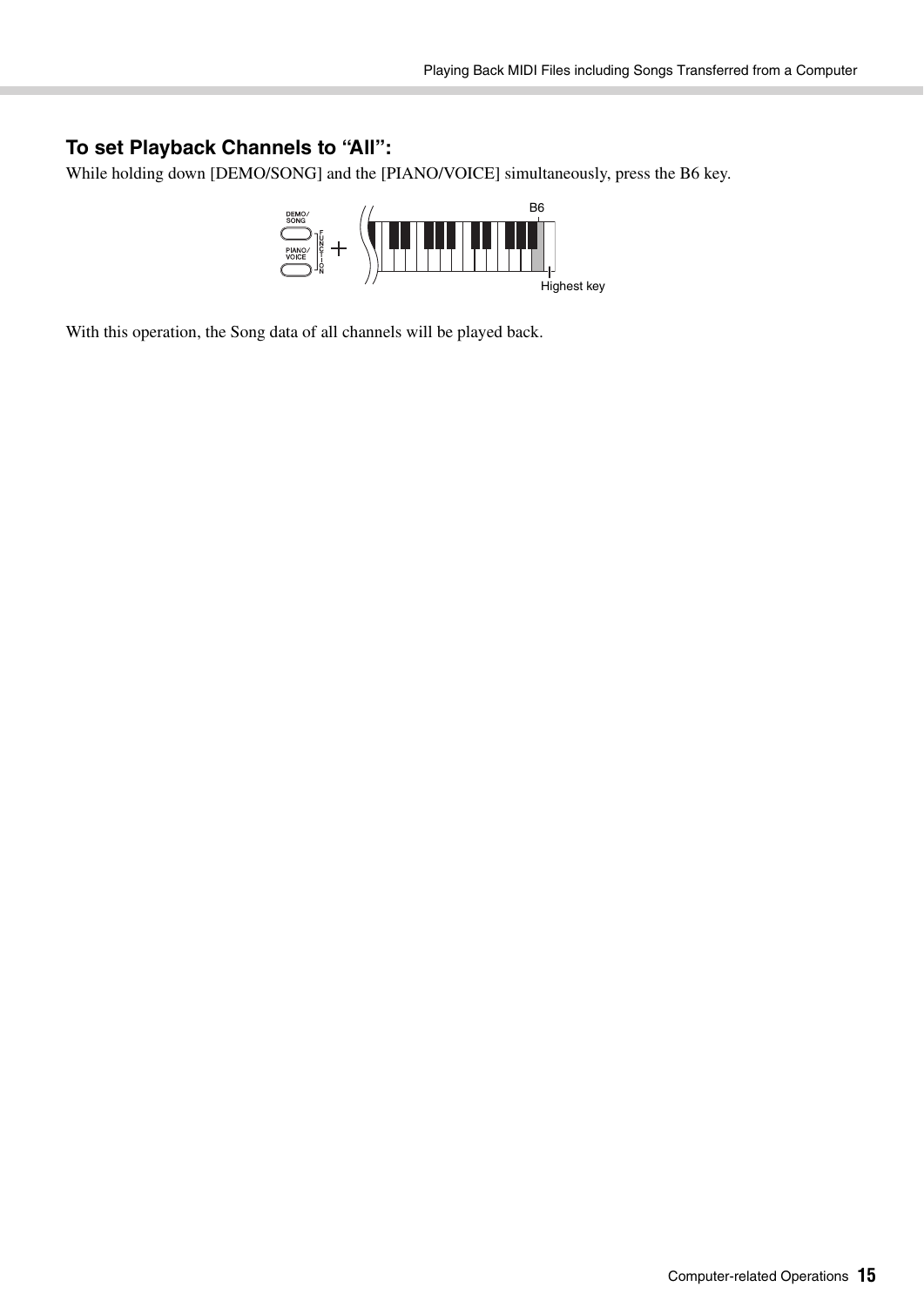### To set Playback Channels to “All”:

While holding down [DEMO/SONG] and the [PIANO/VOICE] simultaneously, press the B6 key.

With this operation, the Song data of all channels will be played back.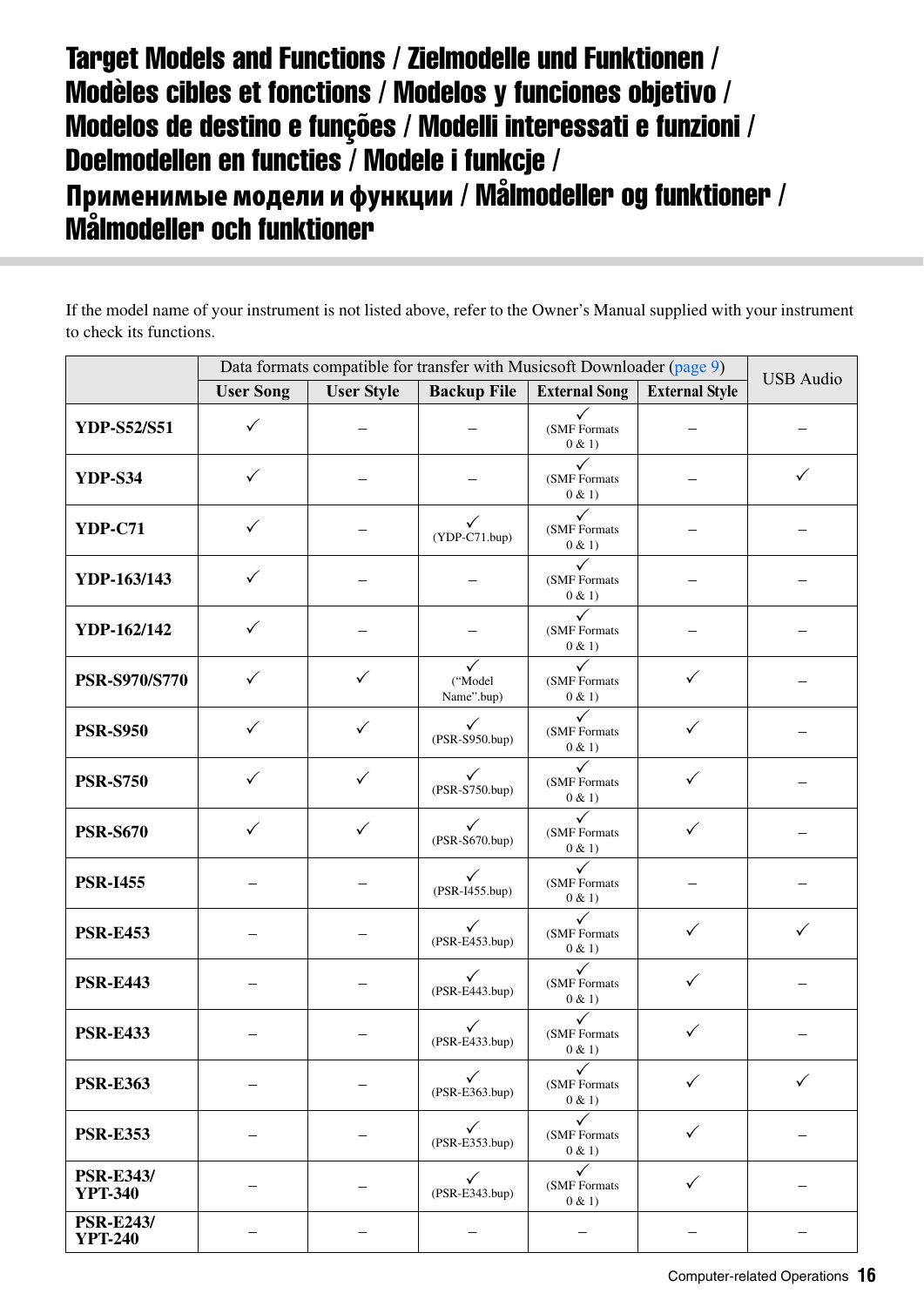# Target Models and Functions / Zielmodelle und Funktionen / Modèles cibles et fonctions / Modelos y funciones objetivo / Modelos de destino e funções / Modelli interessati e funzioni / Doelmodellen en functies / Modele i funkcje / Применимые модели и функции / Målmodeller og funktioner / Målmodeller och funktioner

If the model name of your instrument is not listed above, refer to the Owner's Manual supplied with your instrument to check its functions.

| | Data formats compatible for transfer with Musicsoft Downloader (page 9) | | | | | USB Audio |
|---|---|---|---|---|---|---|
| | User Song | User Style | Backup File | External Song | External Style | |
| **YDP-S52/S51** | ✓ | – | – | ✓ (SMF Formats 0 & 1) | – | – |
| **YDP-S34** | ✓ | – | – | ✓ (SMF Formats 0 & 1) | – | ✓ |
| **YDP-C71** | ✓ | – | ✓ (YDP-C71.bup) | ✓ (SMF Formats 0 & 1) | – | – |
| **YDP-163/143** | ✓ | – | – | ✓ (SMF Formats 0 & 1) | – | – |
| **YDP-162/142** | ✓ | – | – | ✓ (SMF Formats 0 & 1) | – | – |
| **PSR-S970/S770** | ✓ | ✓ | ✓ ("Model Name".bup) | ✓ (SMF Formats 0 & 1) | ✓ | – |
| **PSR-S950** | ✓ | ✓ | ✓ (PSR-S950.bup) | ✓ (SMF Formats 0 & 1) | ✓ | – |
| **PSR-S750** | ✓ | ✓ | ✓ (PSR-S750.bup) | ✓ (SMF Formats 0 & 1) | ✓ | – |
| **PSR-S670** | ✓ | ✓ | ✓ (PSR-S670.bup) | ✓ (SMF Formats 0 & 1) | ✓ | – |
| **PSR-I455** | – | – | ✓ (PSR-I455.bup) | ✓ (SMF Formats 0 & 1) | – | – |
| **PSR-E453** | – | – | ✓ (PSR-E453.bup) | ✓ (SMF Formats 0 & 1) | ✓ | ✓ |
| **PSR-E443** | – | – | ✓ (PSR-E443.bup) | ✓ (SMF Formats 0 & 1) | ✓ | – |
| **PSR-E433** | – | – | ✓ (PSR-E433.bup) | ✓ (SMF Formats 0 & 1) | ✓ | – |
| **PSR-E363** | – | – | ✓ (PSR-E363.bup) | ✓ (SMF Formats 0 & 1) | ✓ | ✓ |
| **PSR-E353** | – | – | ✓ (PSR-E353.bup) | ✓ (SMF Formats 0 & 1) | ✓ | – |
| **PSR-E343/ YPT-340** | – | – | ✓ (PSR-E343.bup) | ✓ (SMF Formats 0 & 1) | ✓ | – |
| **PSR-E243/ YPT-240** | – | – | – | – | – | – |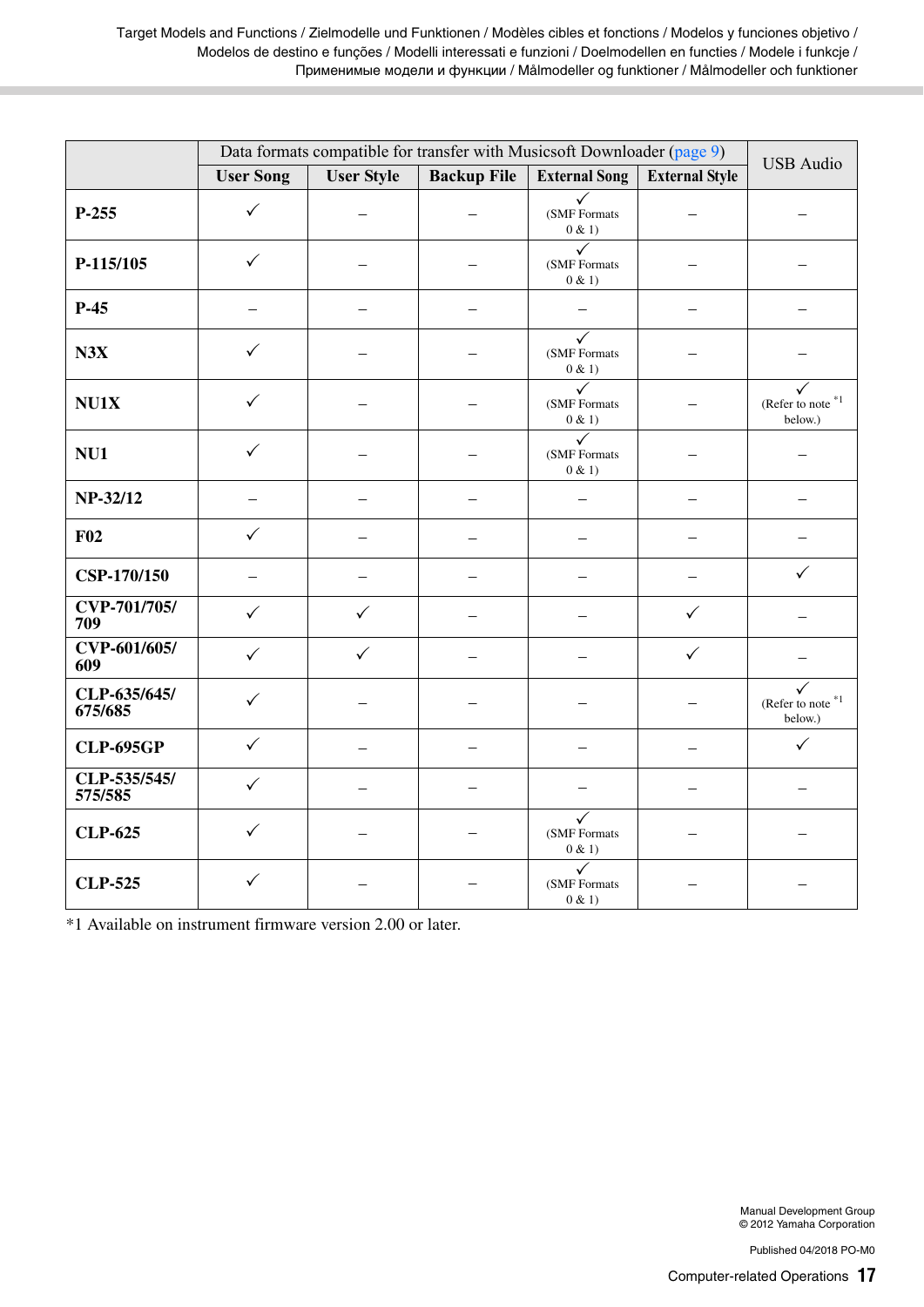Target Models and Functions / Zielmodelle und Funktionen / Modèles cibles et fonctions / Modelos y funciones objetivo / Modelos de destino e funções / Modelli interessati e funzioni / Doelmodellen en functies / Modele i funkcje / Применимые модели и функции / Målmodeller og funktioner / Målmodeller och funktioner

| | Data formats compatible for transfer with Musicsoft Downloader (page 9) | | | | | USB Audio |
|---|---|---|---|---|---|---|
| | **User Song** | **User Style** | **Backup File** | **External Song** | **External Style** | |
| **P-255** | ✓ | – | – | ✓ (SMF Formats 0 & 1) | – | – |
| **P-115/105** | ✓ | – | – | ✓ (SMF Formats 0 & 1) | – | – |
| **P-45** | – | – | – | – | – | – |
| **N3X** | ✓ | – | – | ✓ (SMF Formats 0 & 1) | – | – |
| **NU1X** | ✓ | – | – | ✓ (SMF Formats 0 & 1) | – | ✓ (Refer to note *1 below.) |
| **NU1** | ✓ | – | – | ✓ (SMF Formats 0 & 1) | – | – |
| **NP-32/12** | – | – | – | – | – | – |
| **F02** | ✓ | – | – | – | – | – |
| **CSP-170/150** | – | – | – | – | – | ✓ |
| **CVP-701/705/709** | ✓ | ✓ | – | – | ✓ | – |
| **CVP-601/605/609** | ✓ | ✓ | – | – | ✓ | – |
| **CLP-635/645/675/685** | ✓ | – | – | – | – | ✓ (Refer to note *1 below.) |
| **CLP-695GP** | ✓ | – | – | – | – | ✓ |
| **CLP-535/545/575/585** | ✓ | – | – | – | – | – |
| **CLP-625** | ✓ | – | – | ✓ (SMF Formats 0 & 1) | – | – |
| **CLP-525** | ✓ | – | – | ✓ (SMF Formats 0 & 1) | – | – |

*1 Available on instrument firmware version 2.00 or later.

Manual Development Group
© 2012 Yamaha Corporation

Published 04/2018 PO-M0